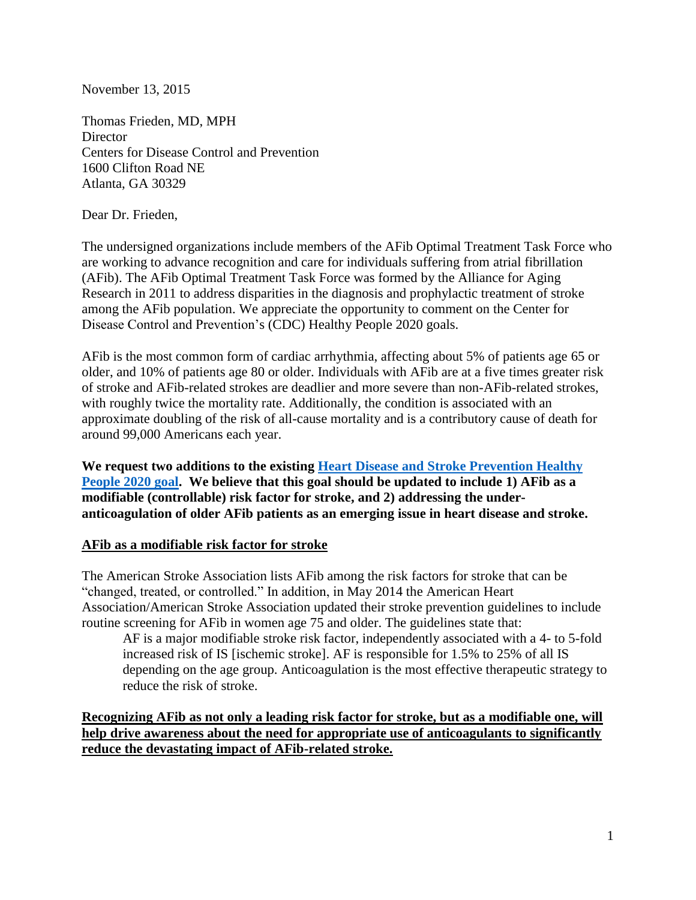November 13, 2015

Thomas Frieden, MD, MPH
Director
Centers for Disease Control and Prevention
1600 Clifton Road NE
Atlanta, GA 30329

Dear Dr. Frieden,

The undersigned organizations include members of the AFib Optimal Treatment Task Force who are working to advance recognition and care for individuals suffering from atrial fibrillation (AFib). The AFib Optimal Treatment Task Force was formed by the Alliance for Aging Research in 2011 to address disparities in the diagnosis and prophylactic treatment of stroke among the AFib population. We appreciate the opportunity to comment on the Center for Disease Control and Prevention's (CDC) Healthy People 2020 goals.

AFib is the most common form of cardiac arrhythmia, affecting about 5% of patients age 65 or older, and 10% of patients age 80 or older. Individuals with AFib are at a five times greater risk of stroke and AFib-related strokes are deadlier and more severe than non-AFib-related strokes, with roughly twice the mortality rate. Additionally, the condition is associated with an approximate doubling of the risk of all-cause mortality and is a contributory cause of death for around 99,000 Americans each year.

**We request two additions to the existing [Heart Disease and Stroke Prevention Healthy People 2020 goal](). We believe that this goal should be updated to include 1) AFib as a modifiable (controllable) risk factor for stroke, and 2) addressing the under-anticoagulation of older AFib patients as an emerging issue in heart disease and stroke.**

## AFib as a modifiable risk factor for stroke

The American Stroke Association lists AFib among the risk factors for stroke that can be "changed, treated, or controlled." In addition, in May 2014 the American Heart Association/American Stroke Association updated their stroke prevention guidelines to include routine screening for AFib in women age 75 and older. The guidelines state that:

> AF is a major modifiable stroke risk factor, independently associated with a 4- to 5-fold increased risk of IS [ischemic stroke]. AF is responsible for 1.5% to 25% of all IS depending on the age group. Anticoagulation is the most effective therapeutic strategy to reduce the risk of stroke.

**Recognizing AFib as not only a leading risk factor for stroke, but as a modifiable one, will help drive awareness about the need for appropriate use of anticoagulants to significantly reduce the devastating impact of AFib-related stroke.**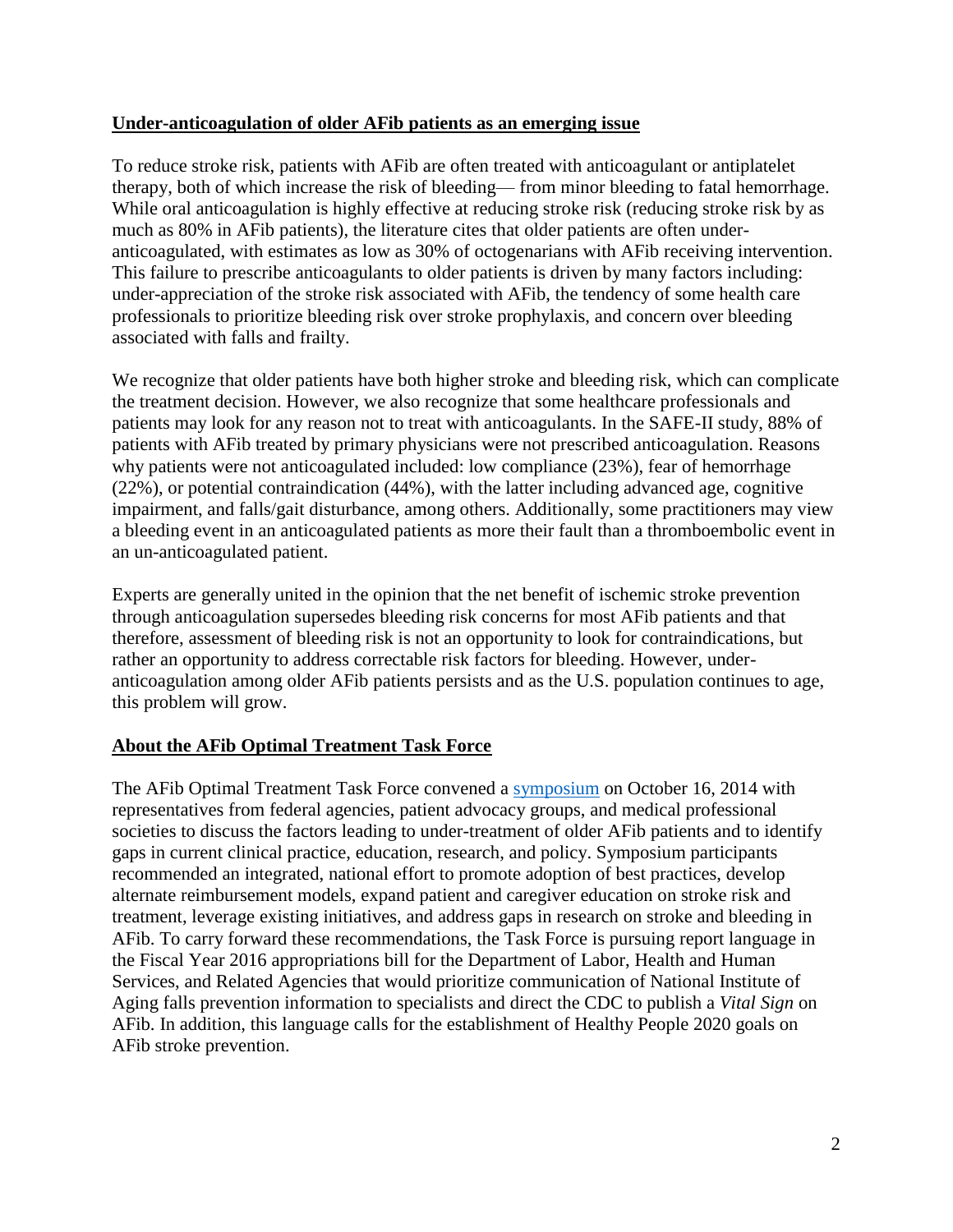## **Under-anticoagulation of older AFib patients as an emerging issue**

To reduce stroke risk, patients with AFib are often treated with anticoagulant or antiplatelet therapy, both of which increase the risk of bleeding— from minor bleeding to fatal hemorrhage. While oral anticoagulation is highly effective at reducing stroke risk (reducing stroke risk by as much as 80% in AFib patients), the literature cites that older patients are often under-anticoagulated, with estimates as low as 30% of octogenarians with AFib receiving intervention. This failure to prescribe anticoagulants to older patients is driven by many factors including: under-appreciation of the stroke risk associated with AFib, the tendency of some health care professionals to prioritize bleeding risk over stroke prophylaxis, and concern over bleeding associated with falls and frailty.

We recognize that older patients have both higher stroke and bleeding risk, which can complicate the treatment decision. However, we also recognize that some healthcare professionals and patients may look for any reason not to treat with anticoagulants. In the SAFE-II study, 88% of patients with AFib treated by primary physicians were not prescribed anticoagulation. Reasons why patients were not anticoagulated included: low compliance (23%), fear of hemorrhage (22%), or potential contraindication (44%), with the latter including advanced age, cognitive impairment, and falls/gait disturbance, among others. Additionally, some practitioners may view a bleeding event in an anticoagulated patients as more their fault than a thromboembolic event in an un-anticoagulated patient.

Experts are generally united in the opinion that the net benefit of ischemic stroke prevention through anticoagulation supersedes bleeding risk concerns for most AFib patients and that therefore, assessment of bleeding risk is not an opportunity to look for contraindications, but rather an opportunity to address correctable risk factors for bleeding. However, under-anticoagulation among older AFib patients persists and as the U.S. population continues to age, this problem will grow.

## **About the AFib Optimal Treatment Task Force**

The AFib Optimal Treatment Task Force convened a symposium on October 16, 2014 with representatives from federal agencies, patient advocacy groups, and medical professional societies to discuss the factors leading to under-treatment of older AFib patients and to identify gaps in current clinical practice, education, research, and policy. Symposium participants recommended an integrated, national effort to promote adoption of best practices, develop alternate reimbursement models, expand patient and caregiver education on stroke risk and treatment, leverage existing initiatives, and address gaps in research on stroke and bleeding in AFib. To carry forward these recommendations, the Task Force is pursuing report language in the Fiscal Year 2016 appropriations bill for the Department of Labor, Health and Human Services, and Related Agencies that would prioritize communication of National Institute of Aging falls prevention information to specialists and direct the CDC to publish a *Vital Sign* on AFib. In addition, this language calls for the establishment of Healthy People 2020 goals on AFib stroke prevention.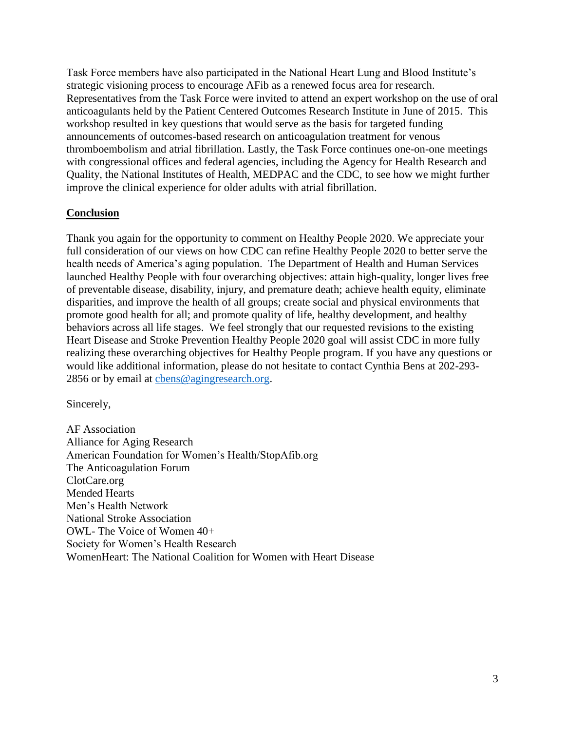Task Force members have also participated in the National Heart Lung and Blood Institute's strategic visioning process to encourage AFib as a renewed focus area for research. Representatives from the Task Force were invited to attend an expert workshop on the use of oral anticoagulants held by the Patient Centered Outcomes Research Institute in June of 2015. This workshop resulted in key questions that would serve as the basis for targeted funding announcements of outcomes-based research on anticoagulation treatment for venous thromboembolism and atrial fibrillation. Lastly, the Task Force continues one-on-one meetings with congressional offices and federal agencies, including the Agency for Health Research and Quality, the National Institutes of Health, MEDPAC and the CDC, to see how we might further improve the clinical experience for older adults with atrial fibrillation.

## Conclusion

Thank you again for the opportunity to comment on Healthy People 2020. We appreciate your full consideration of our views on how CDC can refine Healthy People 2020 to better serve the health needs of America's aging population. The Department of Health and Human Services launched Healthy People with four overarching objectives: attain high-quality, longer lives free of preventable disease, disability, injury, and premature death; achieve health equity, eliminate disparities, and improve the health of all groups; create social and physical environments that promote good health for all; and promote quality of life, healthy development, and healthy behaviors across all life stages. We feel strongly that our requested revisions to the existing Heart Disease and Stroke Prevention Healthy People 2020 goal will assist CDC in more fully realizing these overarching objectives for Healthy People program. If you have any questions or would like additional information, please do not hesitate to contact Cynthia Bens at 202-293-2856 or by email at cbens@agingresearch.org.

Sincerely,

AF Association
Alliance for Aging Research
American Foundation for Women's Health/StopAfib.org
The Anticoagulation Forum
ClotCare.org
Mended Hearts
Men's Health Network
National Stroke Association
OWL- The Voice of Women 40+
Society for Women's Health Research
WomenHeart: The National Coalition for Women with Heart Disease